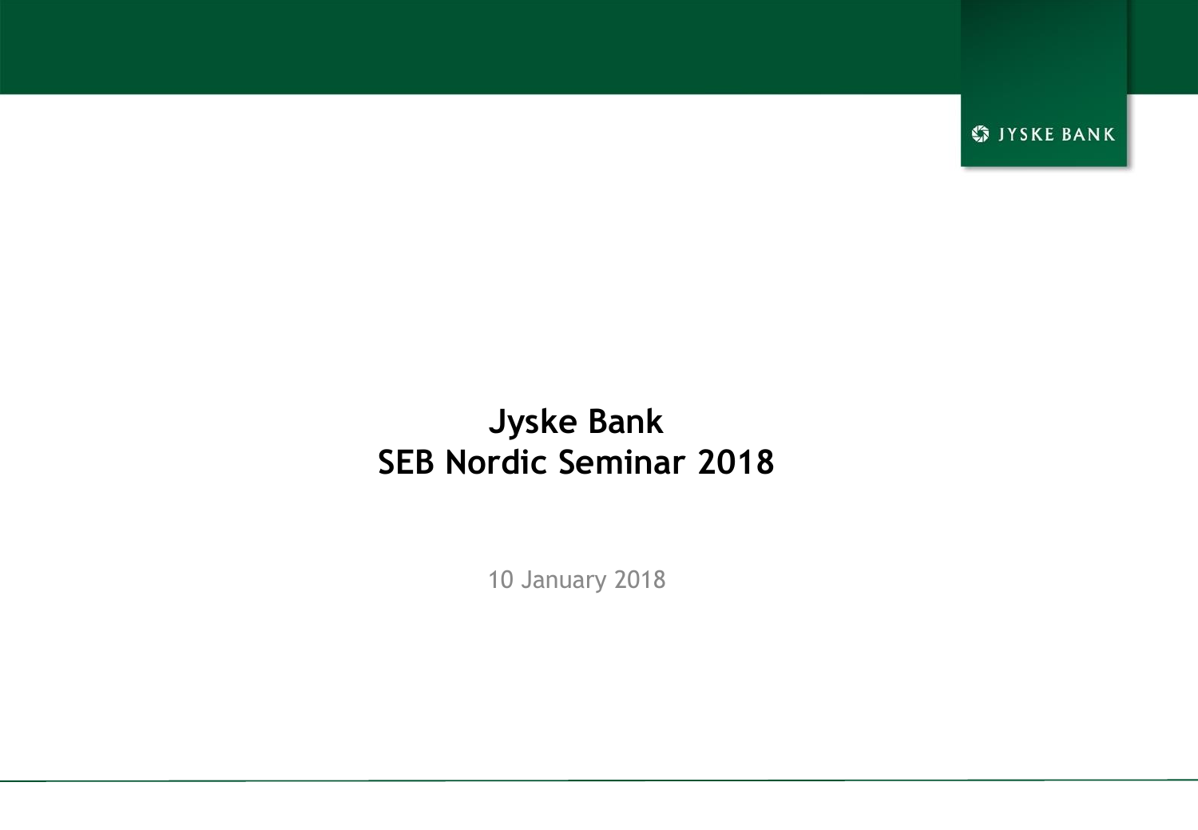# Jyske Bank
# SEB Nordic Seminar 2018

10 January 2018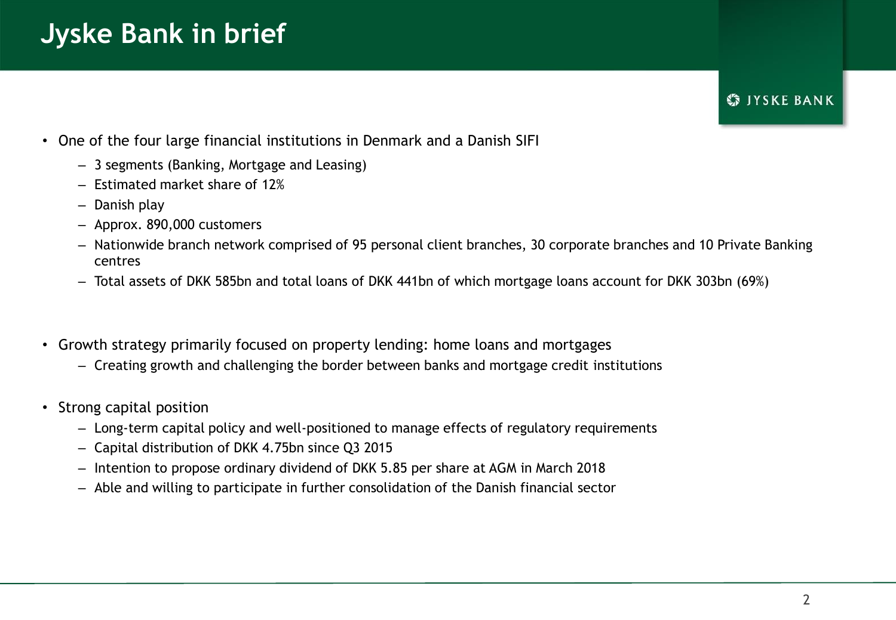# Jyske Bank in brief

- One of the four large financial institutions in Denmark and a Danish SIFI
  - 3 segments (Banking, Mortgage and Leasing)
  - Estimated market share of 12%
  - Danish play
  - Approx. 890,000 customers
  - Nationwide branch network comprised of 95 personal client branches, 30 corporate branches and 10 Private Banking centres
  - Total assets of DKK 585bn and total loans of DKK 441bn of which mortgage loans account for DKK 303bn (69%)

- Growth strategy primarily focused on property lending: home loans and mortgages
  - Creating growth and challenging the border between banks and mortgage credit institutions

- Strong capital position
  - Long-term capital policy and well-positioned to manage effects of regulatory requirements
  - Capital distribution of DKK 4.75bn since Q3 2015
  - Intention to propose ordinary dividend of DKK 5.85 per share at AGM in March 2018
  - Able and willing to participate in further consolidation of the Danish financial sector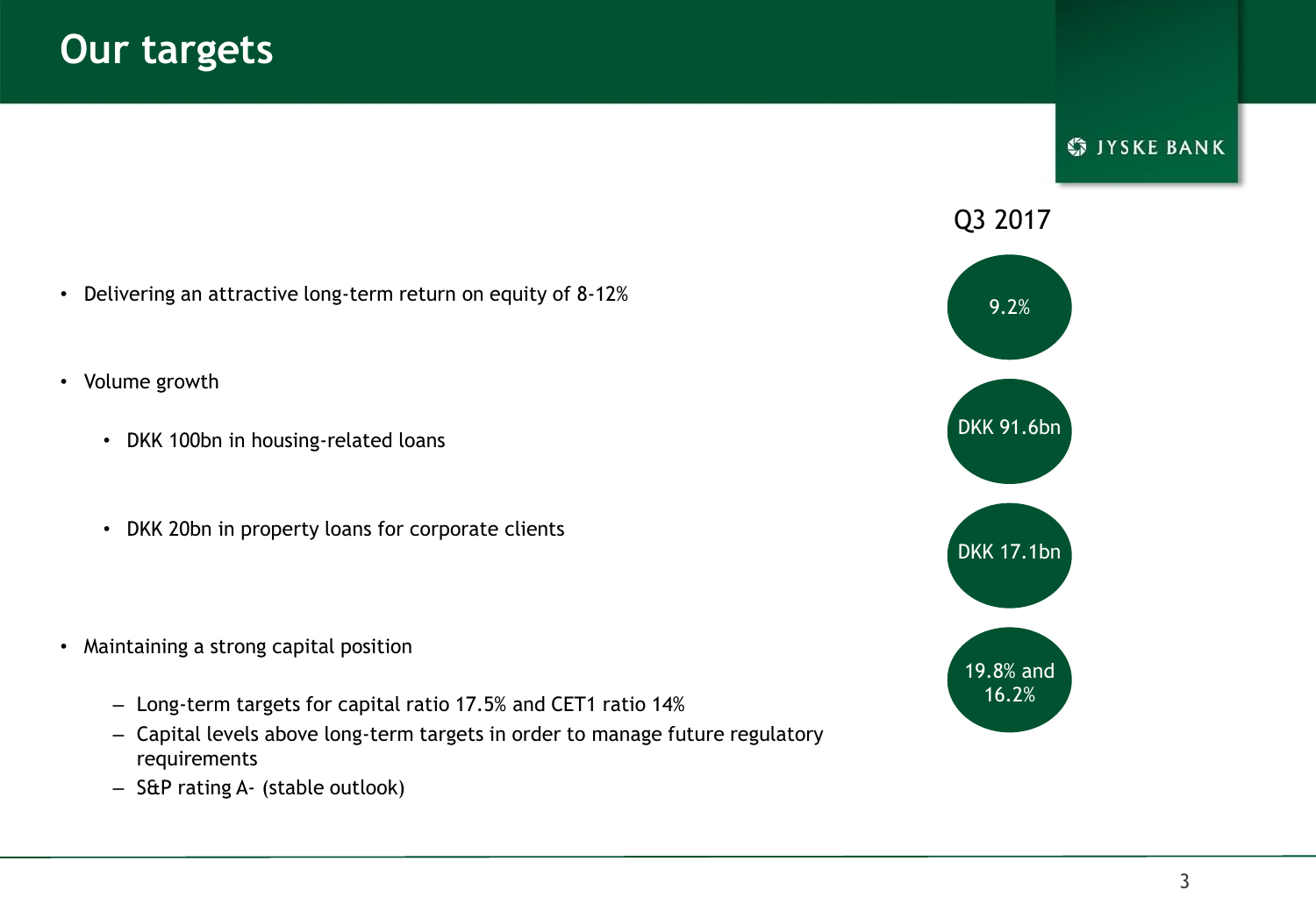# Our targets

| Target | Q3 2017 |
|---|---|
| Delivering an attractive long-term return on equity of 8-12% | 9.2% |
| Volume growth | |
| DKK 100bn in housing-related loans | DKK 91.6bn |
| DKK 20bn in property loans for corporate clients | DKK 17.1bn |
| Maintaining a strong capital position | 19.8% and 16.2% |

- Delivering an attractive long-term return on equity of 8-12%
- Volume growth
  - DKK 100bn in housing-related loans
  - DKK 20bn in property loans for corporate clients
- Maintaining a strong capital position
  - Long-term targets for capital ratio 17.5% and CET1 ratio 14%
  - Capital levels above long-term targets in order to manage future regulatory requirements
  - S&P rating A- (stable outlook)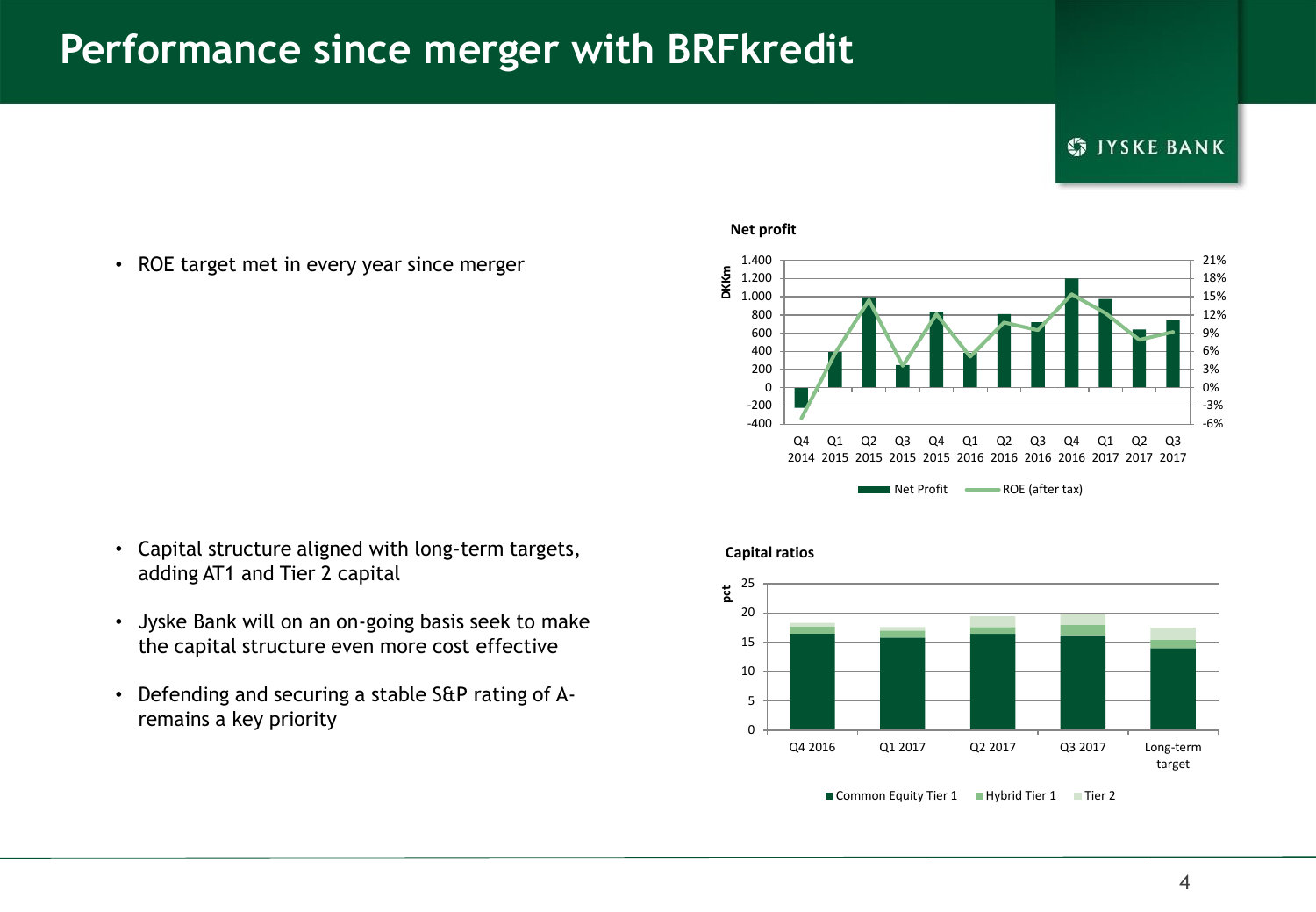# Performance since merger with BRFkredit

- ROE target met in every year since merger

**Net profit**

DKKm

| | Q4 2014 | Q1 2015 | Q2 2015 | Q3 2015 | Q4 2015 | Q1 2016 | Q2 2016 | Q3 2016 | Q4 2016 | Q1 2017 | Q2 2017 | Q3 2017 |
|---|---|---|---|---|---|---|---|---|---|---|---|---|

Net Profit — ROE (after tax)

- Capital structure aligned with long-term targets, adding AT1 and Tier 2 capital
- Jyske Bank will on an on-going basis seek to make the capital structure even more cost effective
- Defending and securing a stable S&P rating of A- remains a key priority

**Capital ratios**

pct

| | Q4 2016 | Q1 2017 | Q2 2017 | Q3 2017 | Long-term target |
|---|---|---|---|---|---|

Common Equity Tier 1 — Hybrid Tier 1 — Tier 2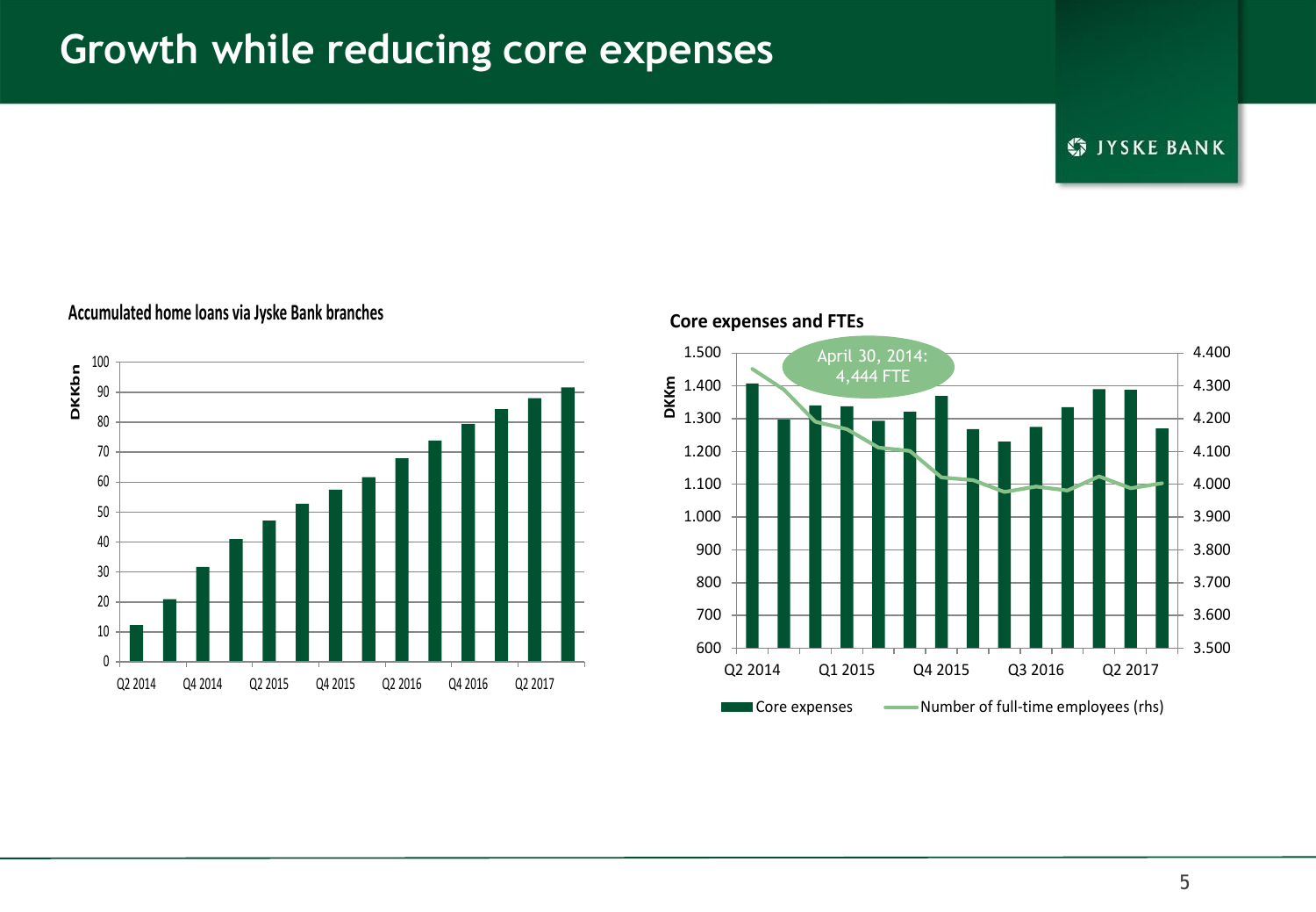# Growth while reducing core expenses

JYSKE BANK

**Accumulated home loans via Jyske Bank branches**

DKKbn

100
90
80
70
60
50
40
30
20
10
0

Q2 2014 | Q4 2014 | Q2 2015 | Q4 2015 | Q2 2016 | Q4 2016 | Q2 2017

**Core expenses and FTEs**

DKKm

1.500
1.400
1.300
1.200
1.100
1.000
900
800
700
600

4.400
4.300
4.200
4.100
4.000
3.900
3.800
3.700
3.600
3.500

April 30, 2014: 4,444 FTE

Q2 2014 | Q1 2015 | Q4 2015 | Q3 2016 | Q2 2017

Core expenses — Number of full-time employees (rhs)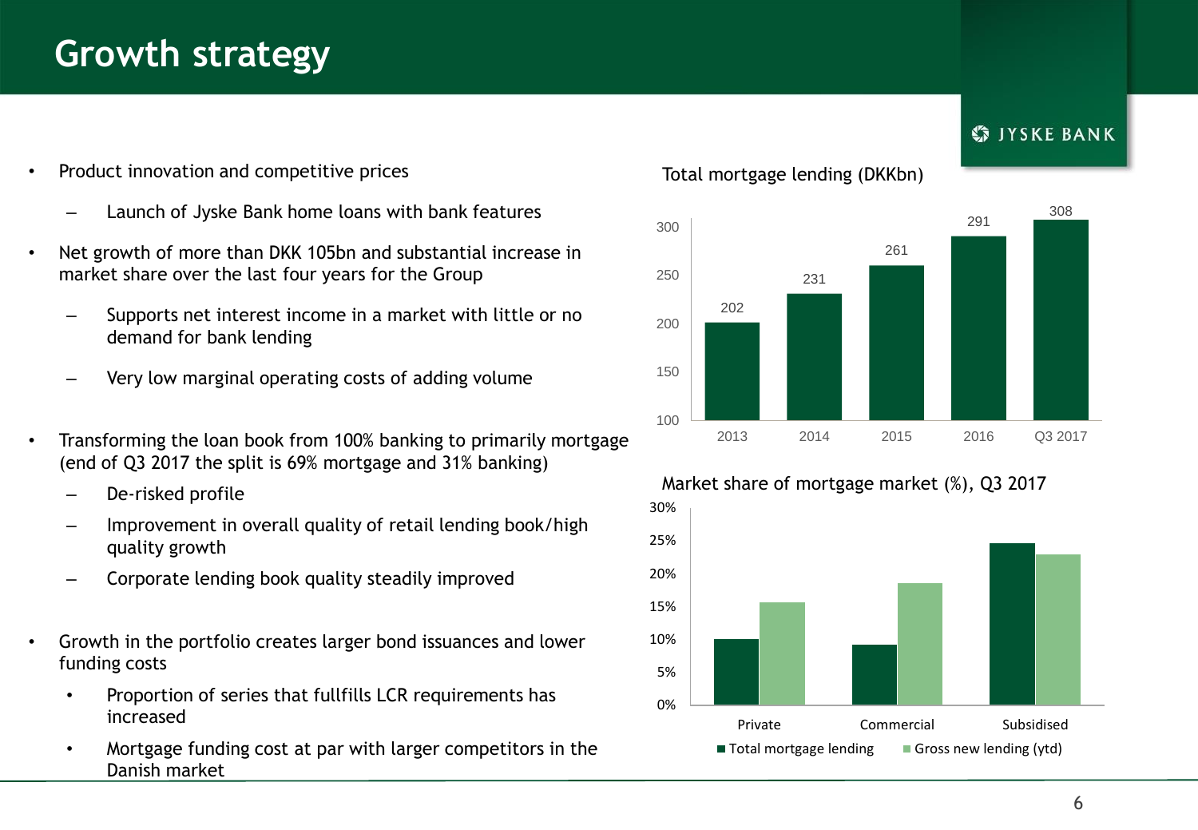# Growth strategy

- Product innovation and competitive prices
  - Launch of Jyske Bank home loans with bank features
- Net growth of more than DKK 105bn and substantial increase in market share over the last four years for the Group
  - Supports net interest income in a market with little or no demand for bank lending
  - Very low marginal operating costs of adding volume
- Transforming the loan book from 100% banking to primarily mortgage (end of Q3 2017 the split is 69% mortgage and 31% banking)
  - De-risked profile
  - Improvement in overall quality of retail lending book/high quality growth
  - Corporate lending book quality steadily improved
- Growth in the portfolio creates larger bond issuances and lower funding costs
  - Proportion of series that fullfills LCR requirements has increased
  - Mortgage funding cost at par with larger competitors in the Danish market

**Total mortgage lending (DKKbn)**

| 2013 | 2014 | 2015 | 2016 | Q3 2017 |
|---|---|---|---|---|
| 202 | 231 | 261 | 291 | 308 |

**Market share of mortgage market (%), Q3 2017**

| | Private | Commercial | Subsidised |
|---|---|---|---|
| Total mortgage lending | ~10% | ~9% | ~24.5% |
| Gross new lending (ytd) | ~15.5% | ~18.5% | ~23% |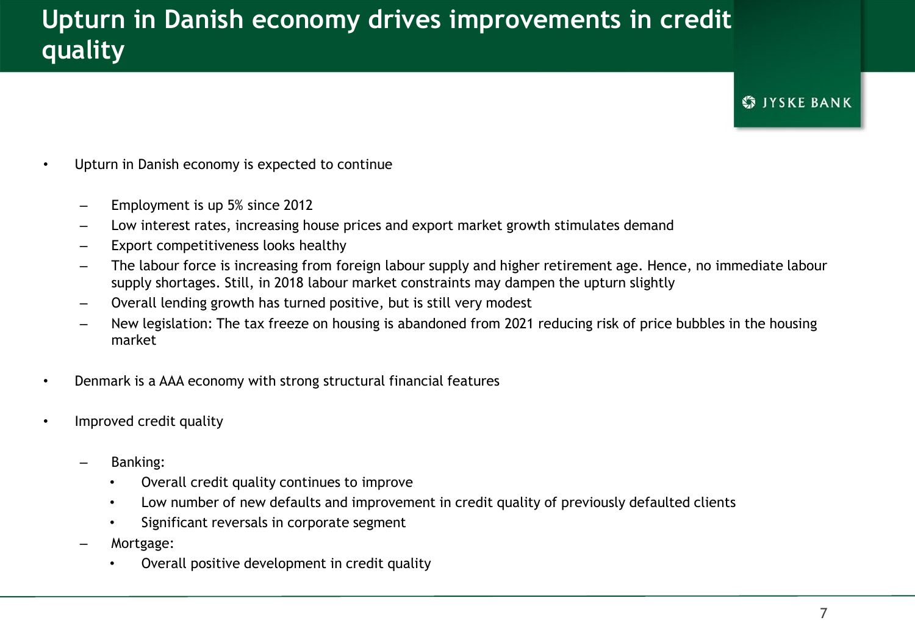# Upturn in Danish economy drives improvements in credit quality

JYSKE BANK

- Upturn in Danish economy is expected to continue
  - Employment is up 5% since 2012
  - Low interest rates, increasing house prices and export market growth stimulates demand
  - Export competitiveness looks healthy
  - The labour force is increasing from foreign labour supply and higher retirement age. Hence, no immediate labour supply shortages. Still, in 2018 labour market constraints may dampen the upturn slightly
  - Overall lending growth has turned positive, but is still very modest
  - New legislation: The tax freeze on housing is abandoned from 2021 reducing risk of price bubbles in the housing market
- Denmark is a AAA economy with strong structural financial features
- Improved credit quality
  - Banking:
    - Overall credit quality continues to improve
    - Low number of new defaults and improvement in credit quality of previously defaulted clients
    - Significant reversals in corporate segment
  - Mortgage:
    - Overall positive development in credit quality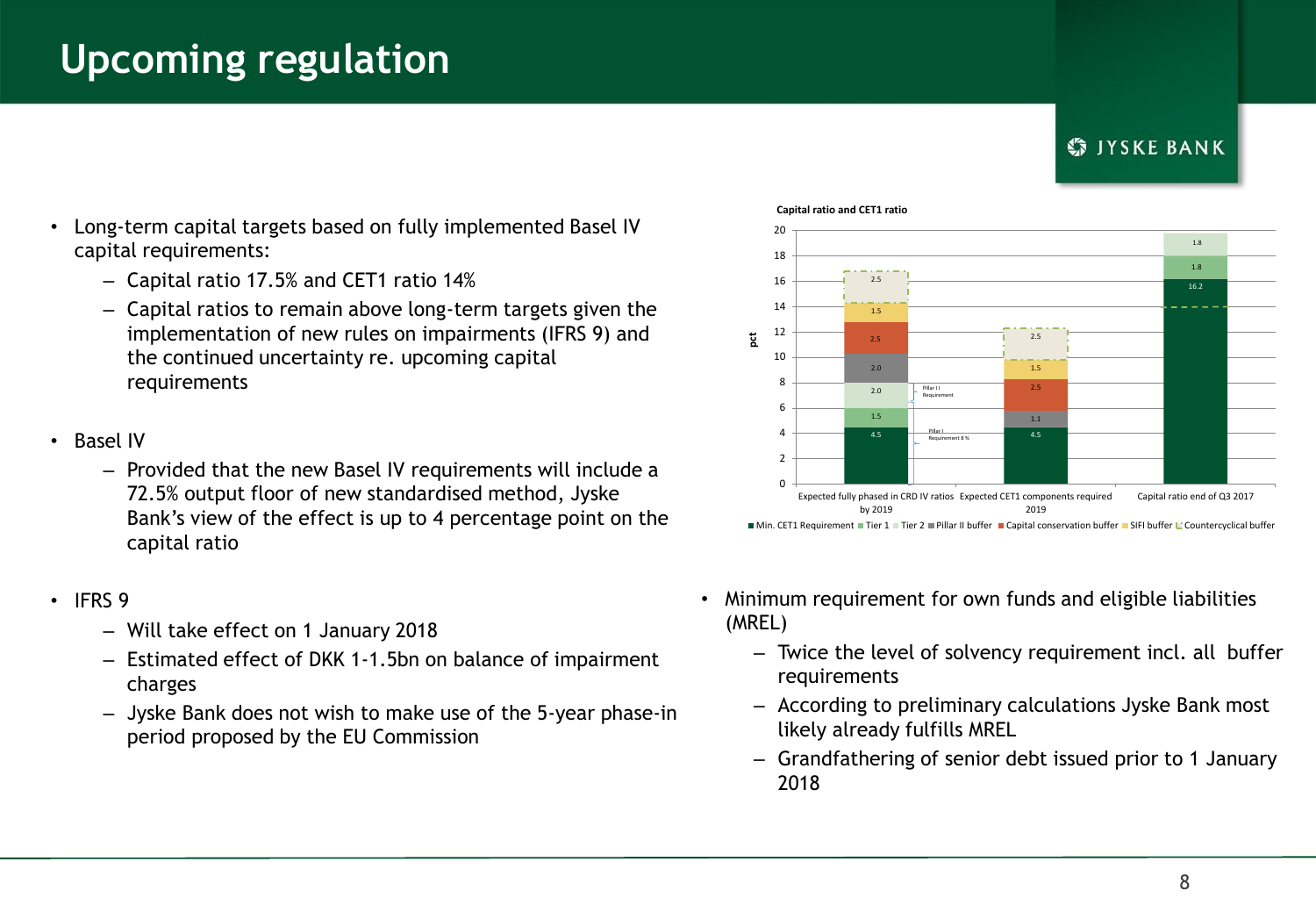# Upcoming regulation

- Long-term capital targets based on fully implemented Basel IV capital requirements:
  - Capital ratio 17.5% and CET1 ratio 14%
  - Capital ratios to remain above long-term targets given the implementation of new rules on impairments (IFRS 9) and the continued uncertainty re. upcoming capital requirements

- Basel IV
  - Provided that the new Basel IV requirements will include a 72.5% output floor of new standardised method, Jyske Bank's view of the effect is up to 4 percentage point on the capital ratio

- IFRS 9
  - Will take effect on 1 January 2018
  - Estimated effect of DKK 1-1.5bn on balance of impairment charges
  - Jyske Bank does not wish to make use of the 5-year phase-in period proposed by the EU Commission

**Capital ratio and CET1 ratio**

| pct | Min. CET1 Requirement | Tier 1 | Tier 2 | Pillar II buffer | Capital conservation buffer | SIFI buffer | Countercyclical buffer |
|---|---|---|---|---|---|---|---|
| Expected fully phased in CRD IV ratios by 2019 | 4.5 | 1.5 | 2.0 | 2.0 | 2.5 | 1.5 | 2.5 |
| Expected CET1 components required 2019 | 4.5 | | | 1.1 | 2.5 | 1.5 | 2.5 |
| Capital ratio end of Q3 2017 | 16.2 | 1.8 | 1.8 | | | | |

Pillar I Requirement 8 %; Pillar II Requirement

- Minimum requirement for own funds and eligible liabilities (MREL)
  - Twice the level of solvency requirement incl. all buffer requirements
  - According to preliminary calculations Jyske Bank most likely already fulfills MREL
  - Grandfathering of senior debt issued prior to 1 January 2018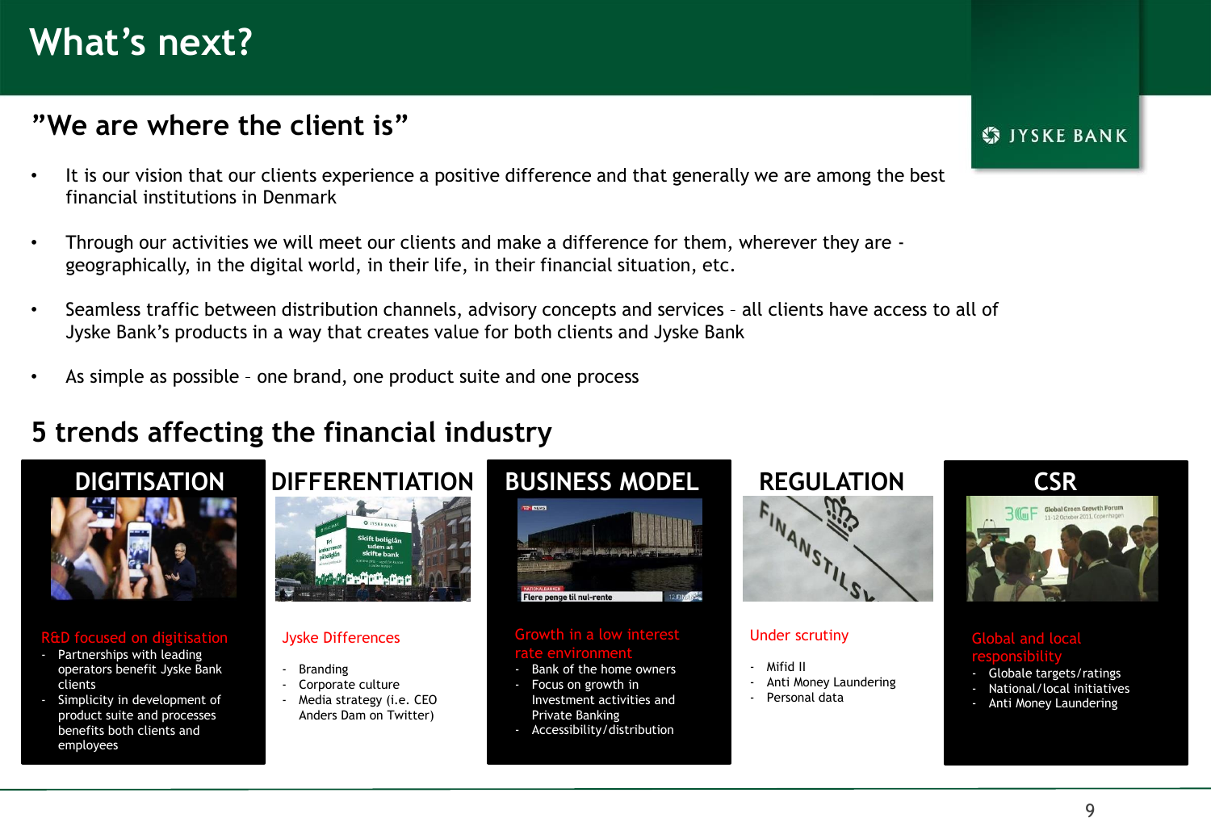# What's next?

## "We are where the client is"

- It is our vision that our clients experience a positive difference and that generally we are among the best financial institutions in Denmark
- Through our activities we will meet our clients and make a difference for them, wherever they are - geographically, in the digital world, in their life, in their financial situation, etc.
- Seamless traffic between distribution channels, advisory concepts and services – all clients have access to all of Jyske Bank's products in a way that creates value for both clients and Jyske Bank
- As simple as possible – one brand, one product suite and one process

## 5 trends affecting the financial industry

### DIGITISATION

R&D focused on digitisation

- Partnerships with leading operators benefit Jyske Bank clients
- Simplicity in development of product suite and processes benefits both clients and employees

### DIFFERENTIATION

Jyske Differences

- Branding
- Corporate culture
- Media strategy (i.e. CEO Anders Dam on Twitter)

### BUSINESS MODEL

Growth in a low interest rate environment

- Bank of the home owners
- Focus on growth in Investment activities and Private Banking
- Accessibility/distribution

### REGULATION

Under scrutiny

- Mifid II
- Anti Money Laundering
- Personal data

### CSR

Global and local responsibility

- Globale targets/ratings
- National/local initiatives
- Anti Money Laundering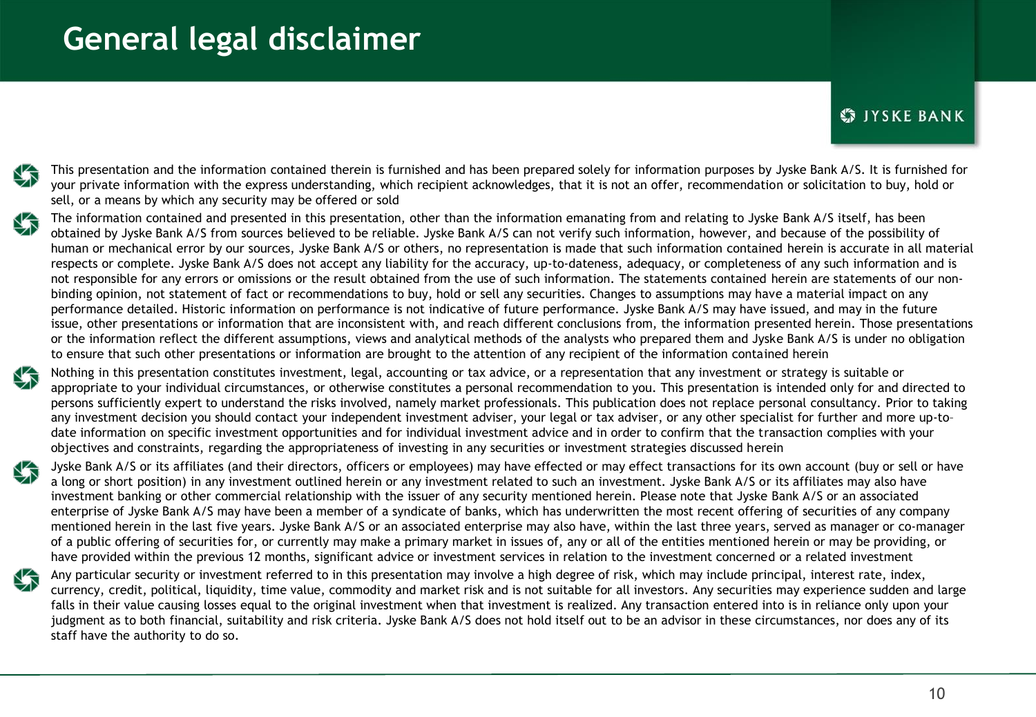# General legal disclaimer

- This presentation and the information contained therein is furnished and has been prepared solely for information purposes by Jyske Bank A/S. It is furnished for your private information with the express understanding, which recipient acknowledges, that it is not an offer, recommendation or solicitation to buy, hold or sell, or a means by which any security may be offered or sold
- The information contained and presented in this presentation, other than the information emanating from and relating to Jyske Bank A/S itself, has been obtained by Jyske Bank A/S from sources believed to be reliable. Jyske Bank A/S can not verify such information, however, and because of the possibility of human or mechanical error by our sources, Jyske Bank A/S or others, no representation is made that such information contained herein is accurate in all material respects or complete. Jyske Bank A/S does not accept any liability for the accuracy, up-to-dateness, adequacy, or completeness of any such information and is not responsible for any errors or omissions or the result obtained from the use of such information. The statements contained herein are statements of our non-binding opinion, not statement of fact or recommendations to buy, hold or sell any securities. Changes to assumptions may have a material impact on any performance detailed. Historic information on performance is not indicative of future performance. Jyske Bank A/S may have issued, and may in the future issue, other presentations or information that are inconsistent with, and reach different conclusions from, the information presented herein. Those presentations or the information reflect the different assumptions, views and analytical methods of the analysts who prepared them and Jyske Bank A/S is under no obligation to ensure that such other presentations or information are brought to the attention of any recipient of the information contained herein
- Nothing in this presentation constitutes investment, legal, accounting or tax advice, or a representation that any investment or strategy is suitable or appropriate to your individual circumstances, or otherwise constitutes a personal recommendation to you. This presentation is intended only for and directed to persons sufficiently expert to understand the risks involved, namely market professionals. This publication does not replace personal consultancy. Prior to taking any investment decision you should contact your independent investment adviser, your legal or tax adviser, or any other specialist for further and more up-to-date information on specific investment opportunities and for individual investment advice and in order to confirm that the transaction complies with your objectives and constraints, regarding the appropriateness of investing in any securities or investment strategies discussed herein
- Jyske Bank A/S or its affiliates (and their directors, officers or employees) may have effected or may effect transactions for its own account (buy or sell or have a long or short position) in any investment outlined herein or any investment related to such an investment. Jyske Bank A/S or its affiliates may also have investment banking or other commercial relationship with the issuer of any security mentioned herein. Please note that Jyske Bank A/S or an associated enterprise of Jyske Bank A/S may have been a member of a syndicate of banks, which has underwritten the most recent offering of securities of any company mentioned herein in the last five years. Jyske Bank A/S or an associated enterprise may also have, within the last three years, served as manager or co-manager of a public offering of securities for, or currently may make a primary market in issues of, any or all of the entities mentioned herein or may be providing, or have provided within the previous 12 months, significant advice or investment services in relation to the investment concerned or a related investment
- Any particular security or investment referred to in this presentation may involve a high degree of risk, which may include principal, interest rate, index, currency, credit, political, liquidity, time value, commodity and market risk and is not suitable for all investors. Any securities may experience sudden and large falls in their value causing losses equal to the original investment when that investment is realized. Any transaction entered into is in reliance only upon your judgment as to both financial, suitability and risk criteria. Jyske Bank A/S does not hold itself out to be an advisor in these circumstances, nor does any of its staff have the authority to do so.